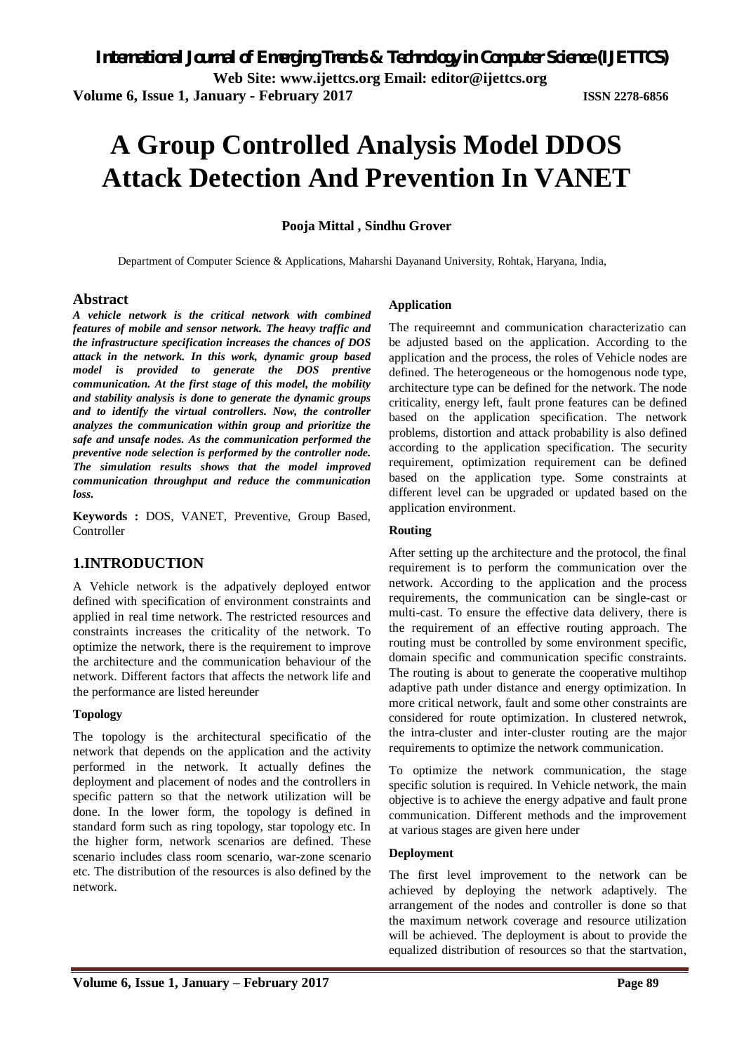# A Group Controlled Analysis Model DDOS Attack Detection And Prevention In VANET

**Pooja Mittal , Sindhu Grover**

Department of Computer Science & Applications, Maharshi Dayanand University, Rohtak, Haryana, India,

## Abstract

***A vehicle network is the critical network with combined features of mobile and sensor network. The heavy traffic and the infrastructure specification increases the chances of DOS attack in the network. In this work, dynamic group based model is provided to generate the DOS prentive communication. At the first stage of this model, the mobility and stability analysis is done to generate the dynamic groups and to identify the virtual controllers. Now, the controller analyzes the communication within group and prioritize the safe and unsafe nodes. As the communication performed the preventive node selection is performed by the controller node. The simulation results shows that the model improved communication throughput and reduce the communication loss.***

**Keywords :** DOS, VANET, Preventive, Group Based, Controller

## 1.INTRODUCTION

A Vehicle network is the adpatively deployed entwor defined with specification of environment constraints and applied in real time network. The restricted resources and constraints increases the criticality of the network. To optimize the network, there is the requirement to improve the architecture and the communication behaviour of the network. Different factors that affects the network life and the performance are listed hereunder

### Topology

The topology is the architectural specificatio of the network that depends on the application and the activity performed in the network. It actually defines the deployment and placement of nodes and the controllers in specific pattern so that the network utilization will be done. In the lower form, the topology is defined in standard form such as ring topology, star topology etc. In the higher form, network scenarios are defined. These scenario includes class room scenario, war-zone scenario etc. The distribution of the resources is also defined by the network.

### Application

The requireemnt and communication characterizatio can be adjusted based on the application. According to the application and the process, the roles of Vehicle nodes are defined. The heterogeneous or the homogenous node type, architecture type can be defined for the network. The node criticality, energy left, fault prone features can be defined based on the application specification. The network problems, distortion and attack probability is also defined according to the application specification. The security requirement, optimization requirement can be defined based on the application type. Some constraints at different level can be upgraded or updated based on the application environment.

### Routing

After setting up the architecture and the protocol, the final requirement is to perform the communication over the network. According to the application and the process requirements, the communication can be single-cast or multi-cast. To ensure the effective data delivery, there is the requirement of an effective routing approach. The routing must be controlled by some environment specific, domain specific and communication specific constraints. The routing is about to generate the cooperative multihop adaptive path under distance and energy optimization. In more critical network, fault and some other constraints are considered for route optimization. In clustered netwrok, the intra-cluster and inter-cluster routing are the major requirements to optimize the network communication.

To optimize the network communication, the stage specific solution is required. In Vehicle network, the main objective is to achieve the energy adpative and fault prone communication. Different methods and the improvement at various stages are given here under

### Deployment

The first level improvement to the network can be achieved by deploying the network adaptively. The arrangement of the nodes and controller is done so that the maximum network coverage and resource utilization will be achieved. The deployment is about to provide the equalized distribution of resources so that the startvation,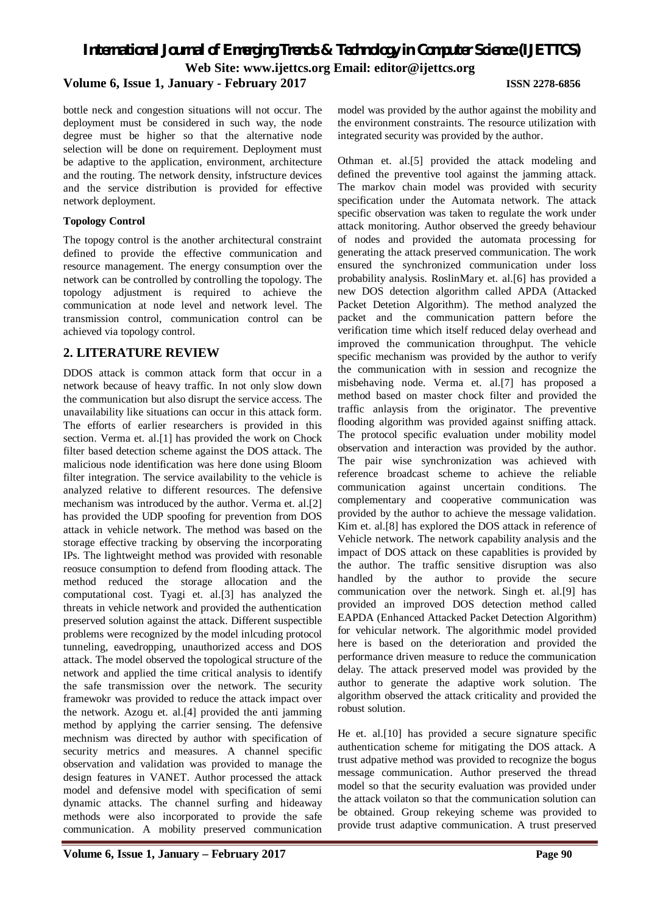bottle neck and congestion situations will not occur. The deployment must be considered in such way, the node degree must be higher so that the alternative node selection will be done on requirement. Deployment must be adaptive to the application, environment, architecture and the routing. The network density, infstructure devices and the service distribution is provided for effective network deployment.

**Topology Control**

The topogy control is the another architectural constraint defined to provide the effective communication and resource management. The energy consumption over the network can be controlled by controlling the topology. The topology adjustment is required to achieve the communication at node level and network level. The transmission control, communication control can be achieved via topology control.

## 2. LITERATURE REVIEW

DDOS attack is common attack form that occur in a network because of heavy traffic. In not only slow down the communication but also disrupt the service access. The unavailability like situations can occur in this attack form. The efforts of earlier researchers is provided in this section. Verma et. al.[1] has provided the work on Chock filter based detection scheme against the DOS attack. The malicious node identification was here done using Bloom filter integration. The service availability to the vehicle is analyzed relative to different resources. The defensive mechanism was introduced by the author. Verma et. al.[2] has provided the UDP spoofing for prevention from DOS attack in vehicle network. The method was based on the storage effective tracking by observing the incorporating IPs. The lightweight method was provided with resonable reosuce consumption to defend from flooding attack. The method reduced the storage allocation and the computational cost. Tyagi et. al.[3] has analyzed the threats in vehicle network and provided the authentication preserved solution against the attack. Different suspectible problems were recognized by the model inlcuding protocol tunneling, eavedropping, unauthorized access and DOS attack. The model observed the topological structure of the network and applied the time critical analysis to identify the safe transmission over the network. The security framewokr was provided to reduce the attack impact over the network. Azogu et. al.[4] provided the anti jamming method by applying the carrier sensing. The defensive mechnism was directed by author with specification of security metrics and measures. A channel specific observation and validation was provided to manage the design features in VANET. Author processed the attack model and defensive model with specification of semi dynamic attacks. The channel surfing and hideaway methods were also incorporated to provide the safe communication. A mobility preserved communication model was provided by the author against the mobility and the environment constraints. The resource utilization with integrated security was provided by the author.

Othman et. al.[5] provided the attack modeling and defined the preventive tool against the jamming attack. The markov chain model was provided with security specification under the Automata network. The attack specific observation was taken to regulate the work under attack monitoring. Author observed the greedy behaviour of nodes and provided the automata processing for generating the attack preserved communication. The work ensured the synchronized communication under loss probability analysis. RoslinMary et. al.[6] has provided a new DOS detection algorithm called APDA (Attacked Packet Detetion Algorithm). The method analyzed the packet and the communication pattern before the verification time which itself reduced delay overhead and improved the communication throughput. The vehicle specific mechanism was provided by the author to verify the communication with in session and recognize the misbehaving node. Verma et. al.[7] has proposed a method based on master chock filter and provided the traffic anlaysis from the originator. The preventive flooding algorithm was provided against sniffing attack. The protocol specific evaluation under mobility model observation and interaction was provided by the author. The pair wise synchronization was achieved with reference broadcast scheme to achieve the reliable communication against uncertain conditions. The complementary and cooperative communication was provided by the author to achieve the message validation. Kim et. al.[8] has explored the DOS attack in reference of Vehicle network. The network capability analysis and the impact of DOS attack on these capablities is provided by the author. The traffic sensitive disruption was also handled by the author to provide the secure communication over the network. Singh et. al.[9] has provided an improved DOS detection method called EAPDA (Enhanced Attacked Packet Detection Algorithm) for vehicular network. The algorithmic model provided here is based on the deterioration and provided the performance driven measure to reduce the communication delay. The attack preserved model was provided by the author to generate the adaptive work solution. The algorithm observed the attack criticality and provided the robust solution.

He et. al.[10] has provided a secure signature specific authentication scheme for mitigating the DOS attack. A trust adpative method was provided to recognize the bogus message communication. Author preserved the thread model so that the security evaluation was provided under the attack voilaton so that the communication solution can be obtained. Group rekeying scheme was provided to provide trust adaptive communication. A trust preserved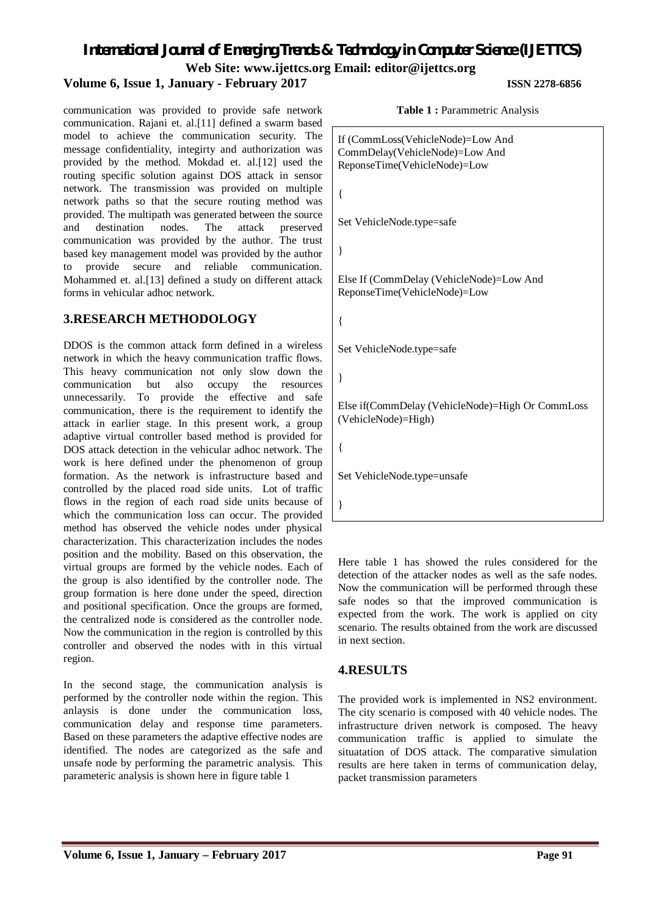communication was provided to provide safe network communication. Rajani et. al.[11] defined a swarm based model to achieve the communication security. The message confidentiality, integirty and authorization was provided by the method. Mokdad et. al.[12] used the routing specific solution against DOS attack in sensor network. The transmission was provided on multiple network paths so that the secure routing method was provided. The multipath was generated between the source and destination nodes. The attack preserved communication was provided by the author. The trust based key management model was provided by the author to provide secure and reliable communication. Mohammed et. al.[13] defined a study on different attack forms in vehicular adhoc network.

## 3.RESEARCH METHODOLOGY

DDOS is the common attack form defined in a wireless network in which the heavy communication traffic flows. This heavy communication not only slow down the communication but also occupy the resources unnecessarily. To provide the effective and safe communication, there is the requirement to identify the attack in earlier stage. In this present work, a group adaptive virtual controller based method is provided for DOS attack detection in the vehicular adhoc network. The work is here defined under the phenomenon of group formation. As the network is infrastructure based and controlled by the placed road side units. Lot of traffic flows in the region of each road side units because of which the communication loss can occur. The provided method has observed the vehicle nodes under physical characterization. This characterization includes the nodes position and the mobility. Based on this observation, the virtual groups are formed by the vehicle nodes. Each of the group is also identified by the controller node. The group formation is here done under the speed, direction and positional specification. Once the groups are formed, the centralized node is considered as the controller node. Now the communication in the region is controlled by this controller and observed the nodes with in this virtual region.

In the second stage, the communication analysis is performed by the controller node within the region. This anlaysis is done under the communication loss, communication delay and response time parameters. Based on these parameters the adaptive effective nodes are identified. The nodes are categorized as the safe and unsafe node by performing the parametric analysis. This parameteric analysis is shown here in figure table 1

**Table 1 :** Parammetric Analysis

```
If (CommLoss(VehicleNode)=Low And
CommDelay(VehicleNode)=Low And
ReponseTime(VehicleNode)=Low

{

Set VehicleNode.type=safe

}

Else If (CommDelay (VehicleNode)=Low And
ReponseTime(VehicleNode)=Low

{

Set VehicleNode.type=safe

}

Else if(CommDelay (VehicleNode)=High Or CommLoss
(VehicleNode)=High)

{

Set VehicleNode.type=unsafe

}
```

Here table 1 has showed the rules considered for the detection of the attacker nodes as well as the safe nodes. Now the communication will be performed through these safe nodes so that the improved communication is expected from the work. The work is applied on city scenario. The results obtained from the work are discussed in next section.

## 4.RESULTS

The provided work is implemented in NS2 environment. The city scenario is composed with 40 vehicle nodes. The infrastructure driven network is composed. The heavy communication traffic is applied to simulate the situatation of DOS attack. The comparative simulation results are here taken in terms of communication delay, packet transmission parameters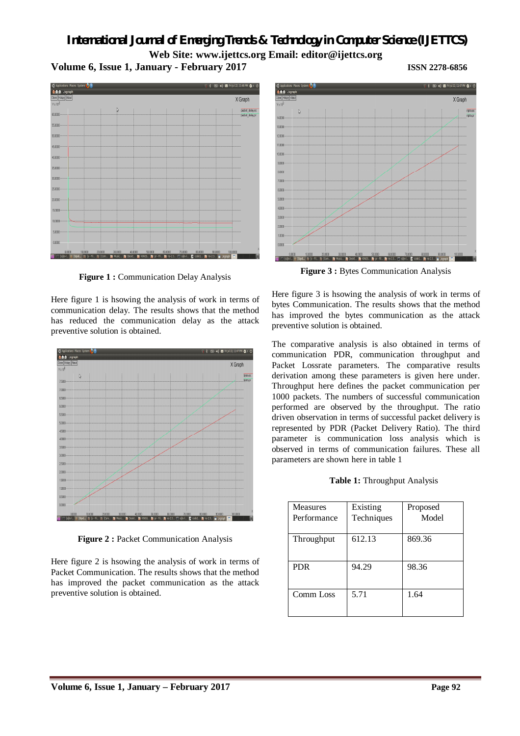Figure 1 : Communication Delay Analysis

Here figure 1 is hsowing the analysis of work in terms of communication delay. The results shows that the method has reduced the communication delay as the attack preventive solution is obtained.

Figure 2 : Packet Communication Analysis

Here figure 2 is hsowing the analysis of work in terms of Packet Communication. The results shows that the method has improved the packet communication as the attack preventive solution is obtained.

Figure 3 : Bytes Communication Analysis

Here figure 3 is hsowing the analysis of work in terms of bytes Communication. The results shows that the method has improved the bytes communication as the attack preventive solution is obtained.

The comparative analysis is also obtained in terms of communication PDR, communication throughput and Packet Lossrate parameters. The comparative results derivation among these parameters is given here under. Throughput here defines the packet communication per 1000 packets. The numbers of successful communication performed are observed by the throughput. The ratio driven observation in terms of successful packet delivery is represented by PDR (Packet Delivery Ratio). The third parameter is communication loss analysis which is observed in terms of communication failures. These all parameters are shown here in table 1

**Table 1:** Throughput Analysis

| Measures Performance | Existing Techniques | Proposed Model |
|---|---|---|
| Throughput | 612.13 | 869.36 |
| PDR | 94.29 | 98.36 |
| Comm Loss | 5.71 | 1.64 |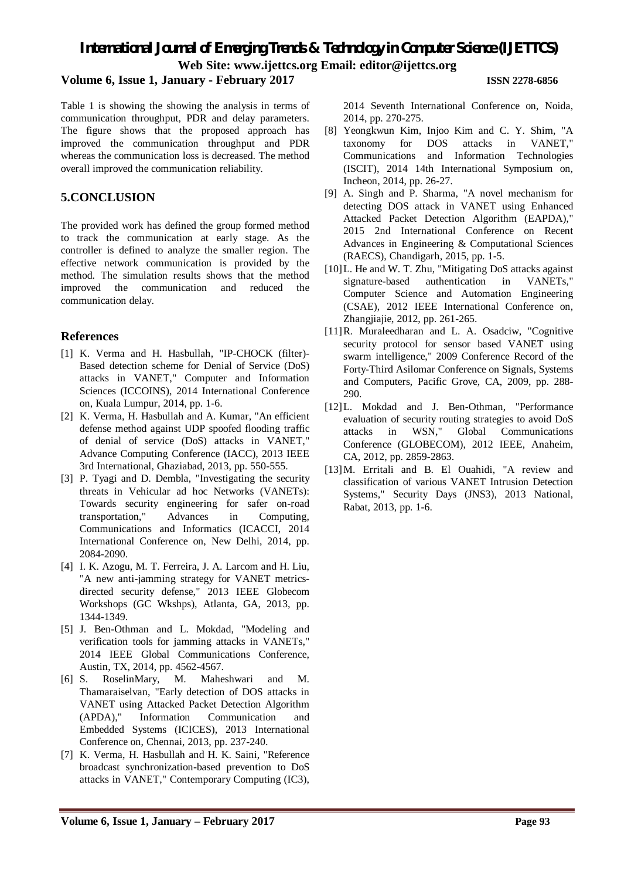Table 1 is showing the showing the analysis in terms of communication throughput, PDR and delay parameters. The figure shows that the proposed approach has improved the communication throughput and PDR whereas the communication loss is decreased. The method overall improved the communication reliability.

## 5.CONCLUSION

The provided work has defined the group formed method to track the communication at early stage. As the controller is defined to analyze the smaller region. The effective network communication is provided by the method. The simulation results shows that the method improved the communication and reduced the communication delay.

## References

[1] K. Verma and H. Hasbullah, "IP-CHOCK (filter)-Based detection scheme for Denial of Service (DoS) attacks in VANET," Computer and Information Sciences (ICCOINS), 2014 International Conference on, Kuala Lumpur, 2014, pp. 1-6.

[2] K. Verma, H. Hasbullah and A. Kumar, "An efficient defense method against UDP spoofed flooding traffic of denial of service (DoS) attacks in VANET," Advance Computing Conference (IACC), 2013 IEEE 3rd International, Ghaziabad, 2013, pp. 550-555.

[3] P. Tyagi and D. Dembla, "Investigating the security threats in Vehicular ad hoc Networks (VANETs): Towards security engineering for safer on-road transportation," Advances in Computing, Communications and Informatics (ICACCI, 2014 International Conference on, New Delhi, 2014, pp. 2084-2090.

[4] I. K. Azogu, M. T. Ferreira, J. A. Larcom and H. Liu, "A new anti-jamming strategy for VANET metrics-directed security defense," 2013 IEEE Globecom Workshops (GC Wkshps), Atlanta, GA, 2013, pp. 1344-1349.

[5] J. Ben-Othman and L. Mokdad, "Modeling and verification tools for jamming attacks in VANETs," 2014 IEEE Global Communications Conference, Austin, TX, 2014, pp. 4562-4567.

[6] S. RoselinMary, M. Maheshwari and M. Thamaraiselvan, "Early detection of DOS attacks in VANET using Attacked Packet Detection Algorithm (APDA)," Information Communication and Embedded Systems (ICICES), 2013 International Conference on, Chennai, 2013, pp. 237-240.

[7] K. Verma, H. Hasbullah and H. K. Saini, "Reference broadcast synchronization-based prevention to DoS attacks in VANET," Contemporary Computing (IC3), 2014 Seventh International Conference on, Noida, 2014, pp. 270-275.

[8] Yeongkwun Kim, Injoo Kim and C. Y. Shim, "A taxonomy for DOS attacks in VANET," Communications and Information Technologies (ISCIT), 2014 14th International Symposium on, Incheon, 2014, pp. 26-27.

[9] A. Singh and P. Sharma, "A novel mechanism for detecting DOS attack in VANET using Enhanced Attacked Packet Detection Algorithm (EAPDA)," 2015 2nd International Conference on Recent Advances in Engineering & Computational Sciences (RAECS), Chandigarh, 2015, pp. 1-5.

[10] L. He and W. T. Zhu, "Mitigating DoS attacks against signature-based authentication in VANETs," Computer Science and Automation Engineering (CSAE), 2012 IEEE International Conference on, Zhangjiajie, 2012, pp. 261-265.

[11] R. Muraleedharan and L. A. Osadciw, "Cognitive security protocol for sensor based VANET using swarm intelligence," 2009 Conference Record of the Forty-Third Asilomar Conference on Signals, Systems and Computers, Pacific Grove, CA, 2009, pp. 288-290.

[12] L. Mokdad and J. Ben-Othman, "Performance evaluation of security routing strategies to avoid DoS attacks in WSN," Global Communications Conference (GLOBECOM), 2012 IEEE, Anaheim, CA, 2012, pp. 2859-2863.

[13] M. Erritali and B. El Ouahidi, "A review and classification of various VANET Intrusion Detection Systems," Security Days (JNS3), 2013 National, Rabat, 2013, pp. 1-6.